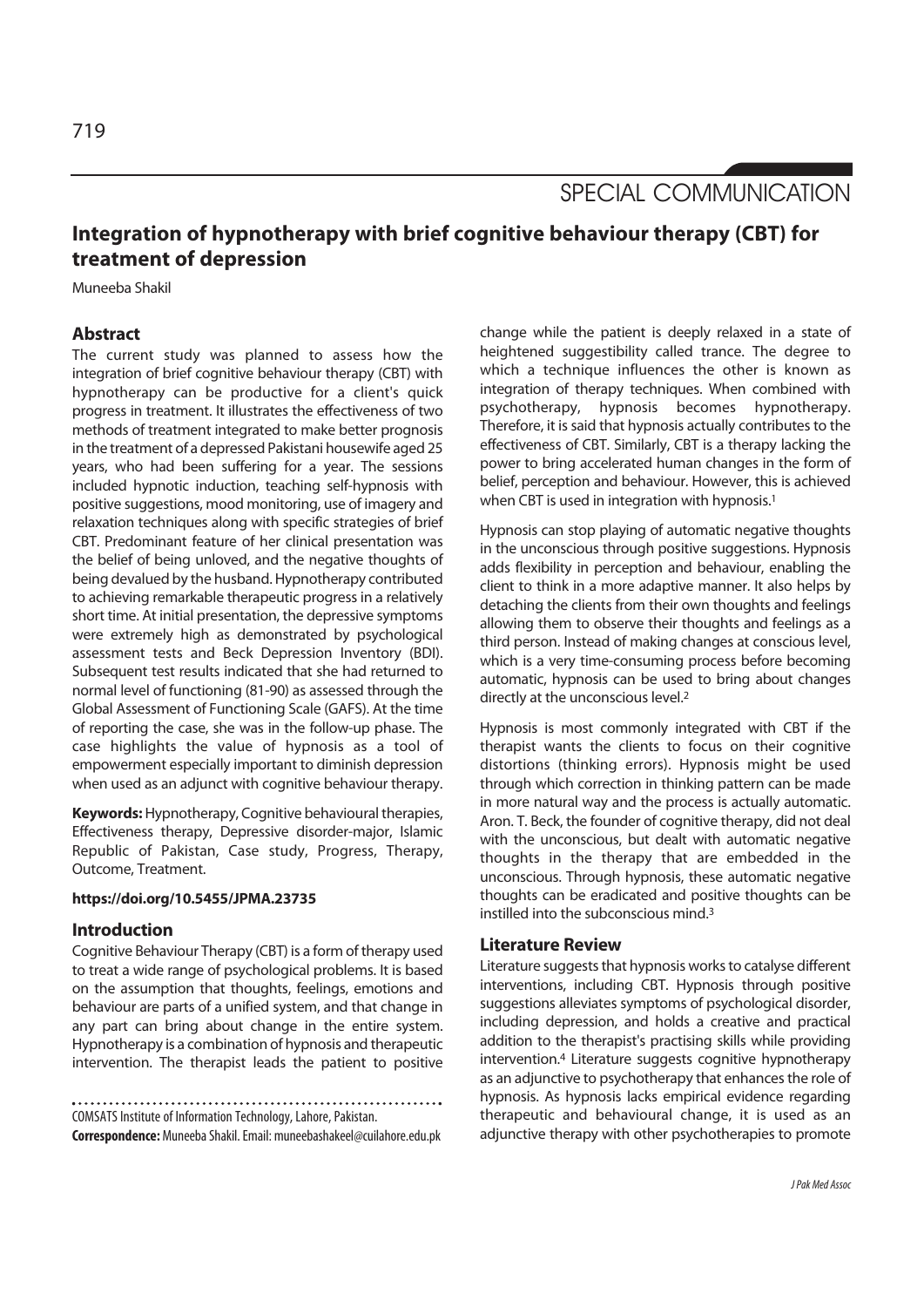SPECIAL COMMUNICATION

# Integration of hypnotherapy with brief cognitive behaviour therapy (CBT) for treatment of depression

Muneeba Shakil

## Abstract

The current study was planned to assess how the integration of brief cognitive behaviour therapy (CBT) with hypnotherapy can be productive for a client's quick progress in treatment. It illustrates the effectiveness of two methods of treatment integrated to make better prognosis in the treatment of a depressed Pakistani housewife aged 25 years, who had been suffering for a year. The sessions included hypnotic induction, teaching self-hypnosis with positive suggestions, mood monitoring, use of imagery and relaxation techniques along with specific strategies of brief CBT. Predominant feature of her clinical presentation was the belief of being unloved, and the negative thoughts of being devalued by the husband. Hypnotherapy contributed to achieving remarkable therapeutic progress in a relatively short time. At initial presentation, the depressive symptoms were extremely high as demonstrated by psychological assessment tests and Beck Depression Inventory (BDI). Subsequent test results indicated that she had returned to normal level of functioning (81-90) as assessed through the Global Assessment of Functioning Scale (GAFS). At the time of reporting the case, she was in the follow-up phase. The case highlights the value of hypnosis as a tool of empowerment especially important to diminish depression when used as an adjunct with cognitive behaviour therapy.

**Keywords:** Hypnotherapy, Cognitive behavioural therapies, Effectiveness therapy, Depressive disorder-major, Islamic Republic of Pakistan, Case study, Progress, Therapy, Outcome, Treatment.

**https://doi.org/10.5455/JPMA.23735**

## Introduction

Cognitive Behaviour Therapy (CBT) is a form of therapy used to treat a wide range of psychological problems. It is based on the assumption that thoughts, feelings, emotions and behaviour are parts of a unified system, and that change in any part can bring about change in the entire system. Hypnotherapy is a combination of hypnosis and therapeutic intervention. The therapist leads the patient to positive change while the patient is deeply relaxed in a state of heightened suggestibility called trance. The degree to which a technique influences the other is known as integration of therapy techniques. When combined with psychotherapy, hypnosis becomes hypnotherapy. Therefore, it is said that hypnosis actually contributes to the effectiveness of CBT. Similarly, CBT is a therapy lacking the power to bring accelerated human changes in the form of belief, perception and behaviour. However, this is achieved when CBT is used in integration with hypnosis.[1]

Hypnosis can stop playing of automatic negative thoughts in the unconscious through positive suggestions. Hypnosis adds flexibility in perception and behaviour, enabling the client to think in a more adaptive manner. It also helps by detaching the clients from their own thoughts and feelings allowing them to observe their thoughts and feelings as a third person. Instead of making changes at conscious level, which is a very time-consuming process before becoming automatic, hypnosis can be used to bring about changes directly at the unconscious level.[2]

Hypnosis is most commonly integrated with CBT if the therapist wants the clients to focus on their cognitive distortions (thinking errors). Hypnosis might be used through which correction in thinking pattern can be made in more natural way and the process is actually automatic. Aron. T. Beck, the founder of cognitive therapy, did not deal with the unconscious, but dealt with automatic negative thoughts in the therapy that are embedded in the unconscious. Through hypnosis, these automatic negative thoughts can be eradicated and positive thoughts can be instilled into the subconscious mind.[3]

## Literature Review

Literature suggests that hypnosis works to catalyse different interventions, including CBT. Hypnosis through positive suggestions alleviates symptoms of psychological disorder, including depression, and holds a creative and practical addition to the therapist's practising skills while providing intervention.[4] Literature suggests cognitive hypnotherapy as an adjunctive to psychotherapy that enhances the role of hypnosis. As hypnosis lacks empirical evidence regarding therapeutic and behavioural change, it is used as an adjunctive therapy with other psychotherapies to promote

COMSATS Institute of Information Technology, Lahore, Pakistan.

**Correspondence:** Muneeba Shakil. Email: muneebashakeel@cuilahore.edu.pk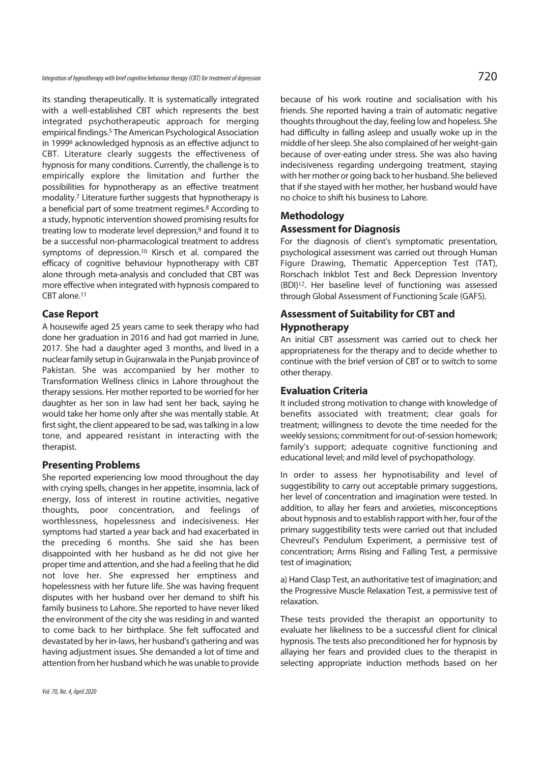its standing therapeutically. It is systematically integrated with a well-established CBT which represents the best integrated psychotherapeutic approach for merging empirical findings.[5] The American Psychological Association in 1999[6] acknowledged hypnosis as an effective adjunct to CBT. Literature clearly suggests the effectiveness of hypnosis for many conditions. Currently, the challenge is to empirically explore the limitation and further the possibilities for hypnotherapy as an effective treatment modality.[7] Literature further suggests that hypnotherapy is a beneficial part of some treatment regimes.[8] According to a study, hypnotic intervention showed promising results for treating low to moderate level depression,[9] and found it to be a successful non-pharmacological treatment to address symptoms of depression.[10] Kirsch et al. compared the efficacy of cognitive behaviour hypnotherapy with CBT alone through meta-analysis and concluded that CBT was more effective when integrated with hypnosis compared to CBT alone.[11]

## Case Report

A housewife aged 25 years came to seek therapy who had done her graduation in 2016 and had got married in June, 2017. She had a daughter aged 3 months, and lived in a nuclear family setup in Gujranwala in the Punjab province of Pakistan. She was accompanied by her mother to Transformation Wellness clinics in Lahore throughout the therapy sessions. Her mother reported to be worried for her daughter as her son in law had sent her back, saying he would take her home only after she was mentally stable. At first sight, the client appeared to be sad, was talking in a low tone, and appeared resistant in interacting with the therapist.

## Presenting Problems

She reported experiencing low mood throughout the day with crying spells, changes in her appetite, insomnia, lack of energy, loss of interest in routine activities, negative thoughts, poor concentration, and feelings of worthlessness, hopelessness and indecisiveness. Her symptoms had started a year back and had exacerbated in the preceding 6 months. She said she has been disappointed with her husband as he did not give her proper time and attention, and she had a feeling that he did not love her. She expressed her emptiness and hopelessness with her future life. She was having frequent disputes with her husband over her demand to shift his family business to Lahore. She reported to have never liked the environment of the city she was residing in and wanted to come back to her birthplace. She felt suffocated and devastated by her in-laws, her husband's gathering and was having adjustment issues. She demanded a lot of time and attention from her husband which he was unable to provide because of his work routine and socialisation with his friends. She reported having a train of automatic negative thoughts throughout the day, feeling low and hopeless. She had difficulty in falling asleep and usually woke up in the middle of her sleep. She also complained of her weight-gain because of over-eating under stress. She was also having indecisiveness regarding undergoing treatment, staying with her mother or going back to her husband. She believed that if she stayed with her mother, her husband would have no choice to shift his business to Lahore.

## Methodology

### Assessment for Diagnosis

For the diagnosis of client's symptomatic presentation, psychological assessment was carried out through Human Figure Drawing, Thematic Apperception Test (TAT), Rorschach Inkblot Test and Beck Depression Inventory (BDI)[12]. Her baseline level of functioning was assessed through Global Assessment of Functioning Scale (GAFS).

### Assessment of Suitability for CBT and Hypnotherapy

An initial CBT assessment was carried out to check her appropriateness for the therapy and to decide whether to continue with the brief version of CBT or to switch to some other therapy.

### Evaluation Criteria

It included strong motivation to change with knowledge of benefits associated with treatment; clear goals for treatment; willingness to devote the time needed for the weekly sessions; commitment for out-of-session homework; family's support; adequate cognitive functioning and educational level; and mild level of psychopathology.

In order to assess her hypnotisability and level of suggestibility to carry out acceptable primary suggestions, her level of concentration and imagination were tested. In addition, to allay her fears and anxieties, misconceptions about hypnosis and to establish rapport with her, four of the primary suggestibility tests were carried out that included Chevreul's Pendulum Experiment, a permissive test of concentration; Arms Rising and Falling Test, a permissive test of imagination;

a) Hand Clasp Test, an authoritative test of imagination; and the Progressive Muscle Relaxation Test, a permissive test of relaxation.

These tests provided the therapist an opportunity to evaluate her likeliness to be a successful client for clinical hypnosis. The tests also preconditioned her for hypnosis by allaying her fears and provided clues to the therapist in selecting appropriate induction methods based on her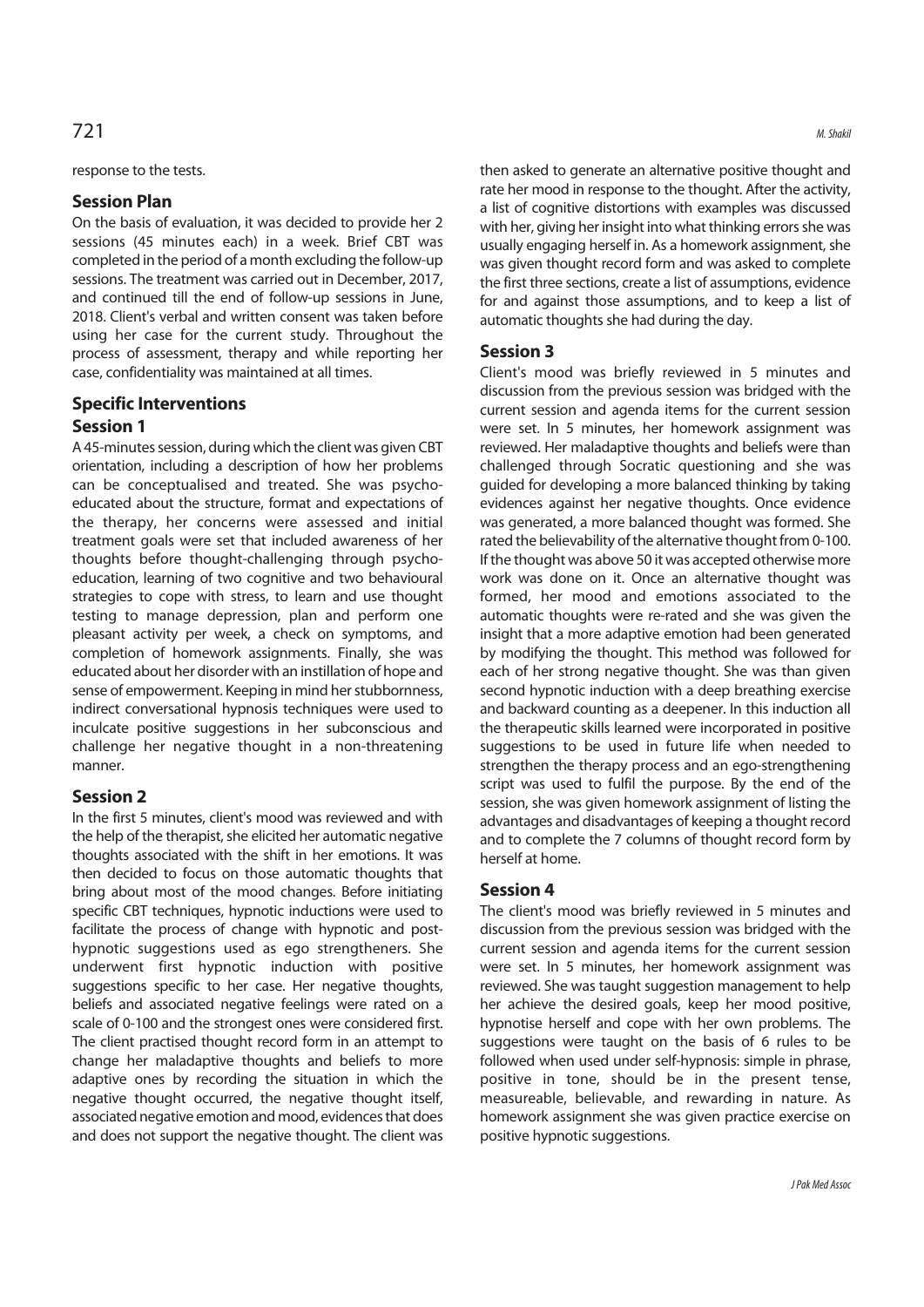response to the tests.

## Session Plan

On the basis of evaluation, it was decided to provide her 2 sessions (45 minutes each) in a week. Brief CBT was completed in the period of a month excluding the follow-up sessions. The treatment was carried out in December, 2017, and continued till the end of follow-up sessions in June, 2018. Client's verbal and written consent was taken before using her case for the current study. Throughout the process of assessment, therapy and while reporting her case, confidentiality was maintained at all times.

## Specific Interventions

### Session 1

A 45-minutes session, during which the client was given CBT orientation, including a description of how her problems can be conceptualised and treated. She was psycho-educated about the structure, format and expectations of the therapy, her concerns were assessed and initial treatment goals were set that included awareness of her thoughts before thought-challenging through psycho-education, learning of two cognitive and two behavioural strategies to cope with stress, to learn and use thought testing to manage depression, plan and perform one pleasant activity per week, a check on symptoms, and completion of homework assignments. Finally, she was educated about her disorder with an instillation of hope and sense of empowerment. Keeping in mind her stubbornness, indirect conversational hypnosis techniques were used to inculcate positive suggestions in her subconscious and challenge her negative thought in a non-threatening manner.

### Session 2

In the first 5 minutes, client's mood was reviewed and with the help of the therapist, she elicited her automatic negative thoughts associated with the shift in her emotions. It was then decided to focus on those automatic thoughts that bring about most of the mood changes. Before initiating specific CBT techniques, hypnotic inductions were used to facilitate the process of change with hypnotic and post-hypnotic suggestions used as ego strengtheners. She underwent first hypnotic induction with positive suggestions specific to her case. Her negative thoughts, beliefs and associated negative feelings were rated on a scale of 0-100 and the strongest ones were considered first. The client practised thought record form in an attempt to change her maladaptive thoughts and beliefs to more adaptive ones by recording the situation in which the negative thought occurred, the negative thought itself, associated negative emotion and mood, evidences that does and does not support the negative thought. The client was then asked to generate an alternative positive thought and rate her mood in response to the thought. After the activity, a list of cognitive distortions with examples was discussed with her, giving her insight into what thinking errors she was usually engaging herself in. As a homework assignment, she was given thought record form and was asked to complete the first three sections, create a list of assumptions, evidence for and against those assumptions, and to keep a list of automatic thoughts she had during the day.

### Session 3

Client's mood was briefly reviewed in 5 minutes and discussion from the previous session was bridged with the current session and agenda items for the current session were set. In 5 minutes, her homework assignment was reviewed. Her maladaptive thoughts and beliefs were than challenged through Socratic questioning and she was guided for developing a more balanced thinking by taking evidences against her negative thoughts. Once evidence was generated, a more balanced thought was formed. She rated the believability of the alternative thought from 0-100. If the thought was above 50 it was accepted otherwise more work was done on it. Once an alternative thought was formed, her mood and emotions associated to the automatic thoughts were re-rated and she was given the insight that a more adaptive emotion had been generated by modifying the thought. This method was followed for each of her strong negative thought. She was than given second hypnotic induction with a deep breathing exercise and backward counting as a deepener. In this induction all the therapeutic skills learned were incorporated in positive suggestions to be used in future life when needed to strengthen the therapy process and an ego-strengthening script was used to fulfil the purpose. By the end of the session, she was given homework assignment of listing the advantages and disadvantages of keeping a thought record and to complete the 7 columns of thought record form by herself at home.

### Session 4

The client's mood was briefly reviewed in 5 minutes and discussion from the previous session was bridged with the current session and agenda items for the current session were set. In 5 minutes, her homework assignment was reviewed. She was taught suggestion management to help her achieve the desired goals, keep her mood positive, hypnotise herself and cope with her own problems. The suggestions were taught on the basis of 6 rules to be followed when used under self-hypnosis: simple in phrase, positive in tone, should be in the present tense, measureable, believable, and rewarding in nature. As homework assignment she was given practice exercise on positive hypnotic suggestions.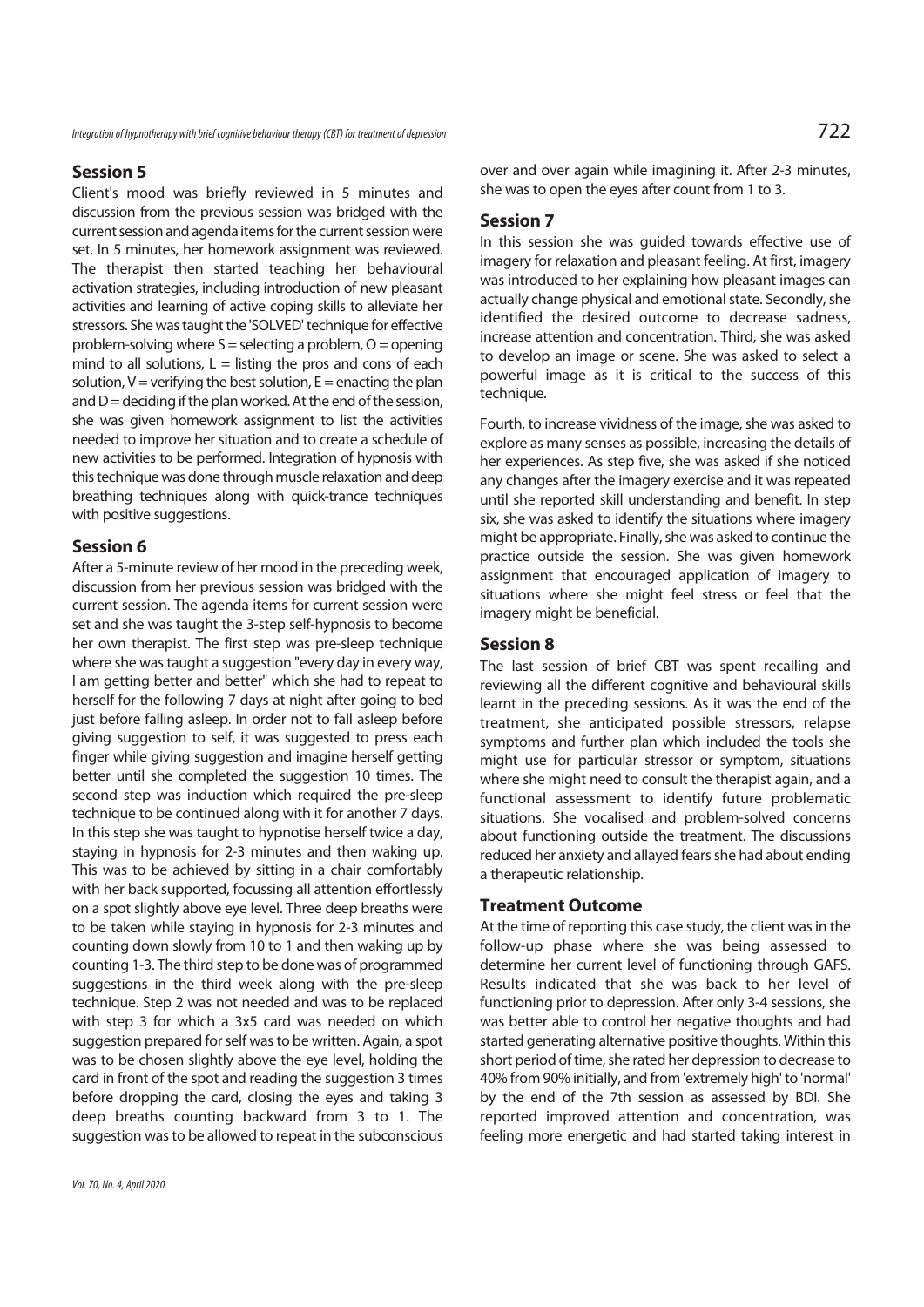## Session 5

Client's mood was briefly reviewed in 5 minutes and discussion from the previous session was bridged with the current session and agenda items for the current session were set. In 5 minutes, her homework assignment was reviewed. The therapist then started teaching her behavioural activation strategies, including introduction of new pleasant activities and learning of active coping skills to alleviate her stressors. She was taught the 'SOLVED' technique for effective problem-solving where S = selecting a problem, O = opening mind to all solutions, L = listing the pros and cons of each solution, V = verifying the best solution, E = enacting the plan and D = deciding if the plan worked. At the end of the session, she was given homework assignment to list the activities needed to improve her situation and to create a schedule of new activities to be performed. Integration of hypnosis with this technique was done through muscle relaxation and deep breathing techniques along with quick-trance techniques with positive suggestions.

## Session 6

After a 5-minute review of her mood in the preceding week, discussion from her previous session was bridged with the current session. The agenda items for current session were set and she was taught the 3-step self-hypnosis to become her own therapist. The first step was pre-sleep technique where she was taught a suggestion "every day in every way, I am getting better and better" which she had to repeat to herself for the following 7 days at night after going to bed just before falling asleep. In order not to fall asleep before giving suggestion to self, it was suggested to press each finger while giving suggestion and imagine herself getting better until she completed the suggestion 10 times. The second step was induction which required the pre-sleep technique to be continued along with it for another 7 days. In this step she was taught to hypnotise herself twice a day, staying in hypnosis for 2-3 minutes and then waking up. This was to be achieved by sitting in a chair comfortably with her back supported, focussing all attention effortlessly on a spot slightly above eye level. Three deep breaths were to be taken while staying in hypnosis for 2-3 minutes and counting down slowly from 10 to 1 and then waking up by counting 1-3. The third step to be done was of programmed suggestions in the third week along with the pre-sleep technique. Step 2 was not needed and was to be replaced with step 3 for which a 3x5 card was needed on which suggestion prepared for self was to be written. Again, a spot was to be chosen slightly above the eye level, holding the card in front of the spot and reading the suggestion 3 times before dropping the card, closing the eyes and taking 3 deep breaths counting backward from 3 to 1. The suggestion was to be allowed to repeat in the subconscious over and over again while imagining it. After 2-3 minutes, she was to open the eyes after count from 1 to 3.

## Session 7

In this session she was guided towards effective use of imagery for relaxation and pleasant feeling. At first, imagery was introduced to her explaining how pleasant images can actually change physical and emotional state. Secondly, she identified the desired outcome to decrease sadness, increase attention and concentration. Third, she was asked to develop an image or scene. She was asked to select a powerful image as it is critical to the success of this technique.

Fourth, to increase vividness of the image, she was asked to explore as many senses as possible, increasing the details of her experiences. As step five, she was asked if she noticed any changes after the imagery exercise and it was repeated until she reported skill understanding and benefit. In step six, she was asked to identify the situations where imagery might be appropriate. Finally, she was asked to continue the practice outside the session. She was given homework assignment that encouraged application of imagery to situations where she might feel stress or feel that the imagery might be beneficial.

## Session 8

The last session of brief CBT was spent recalling and reviewing all the different cognitive and behavioural skills learnt in the preceding sessions. As it was the end of the treatment, she anticipated possible stressors, relapse symptoms and further plan which included the tools she might use for particular stressor or symptom, situations where she might need to consult the therapist again, and a functional assessment to identify future problematic situations. She vocalised and problem-solved concerns about functioning outside the treatment. The discussions reduced her anxiety and allayed fears she had about ending a therapeutic relationship.

## Treatment Outcome

At the time of reporting this case study, the client was in the follow-up phase where she was being assessed to determine her current level of functioning through GAFS. Results indicated that she was back to her level of functioning prior to depression. After only 3-4 sessions, she was better able to control her negative thoughts and had started generating alternative positive thoughts. Within this short period of time, she rated her depression to decrease to 40% from 90% initially, and from 'extremely high' to 'normal' by the end of the 7th session as assessed by BDI. She reported improved attention and concentration, was feeling more energetic and had started taking interest in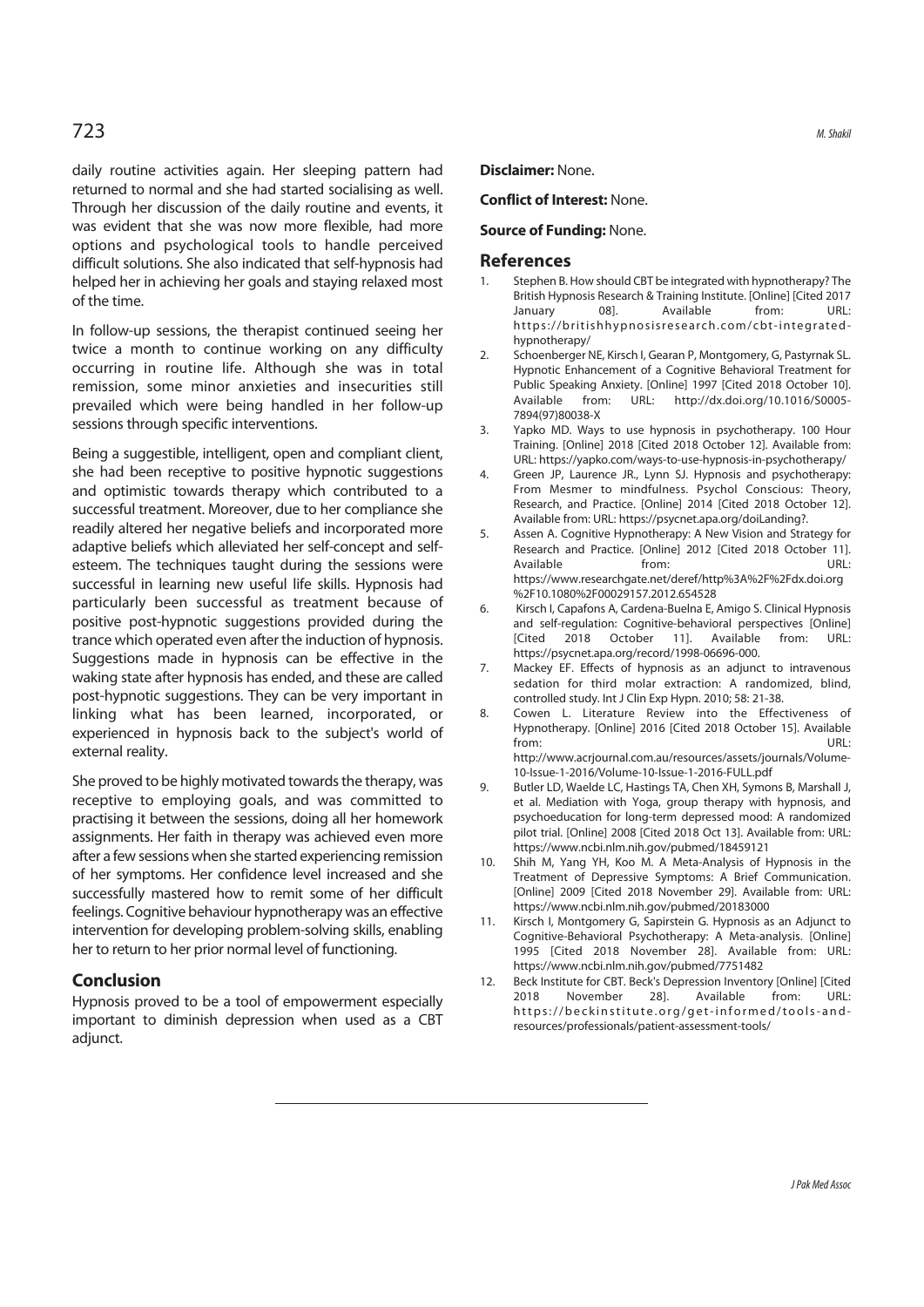daily routine activities again. Her sleeping pattern had returned to normal and she had started socialising as well. Through her discussion of the daily routine and events, it was evident that she was now more flexible, had more options and psychological tools to handle perceived difficult solutions. She also indicated that self-hypnosis had helped her in achieving her goals and staying relaxed most of the time.

In follow-up sessions, the therapist continued seeing her twice a month to continue working on any difficulty occurring in routine life. Although she was in total remission, some minor anxieties and insecurities still prevailed which were being handled in her follow-up sessions through specific interventions.

Being a suggestible, intelligent, open and compliant client, she had been receptive to positive hypnotic suggestions and optimistic towards therapy which contributed to a successful treatment. Moreover, due to her compliance she readily altered her negative beliefs and incorporated more adaptive beliefs which alleviated her self-concept and self-esteem. The techniques taught during the sessions were successful in learning new useful life skills. Hypnosis had particularly been successful as treatment because of positive post-hypnotic suggestions provided during the trance which operated even after the induction of hypnosis. Suggestions made in hypnosis can be effective in the waking state after hypnosis has ended, and these are called post-hypnotic suggestions. They can be very important in linking what has been learned, incorporated, or experienced in hypnosis back to the subject's world of external reality.

She proved to be highly motivated towards the therapy, was receptive to employing goals, and was committed to practising it between the sessions, doing all her homework assignments. Her faith in therapy was achieved even more after a few sessions when she started experiencing remission of her symptoms. Her confidence level increased and she successfully mastered how to remit some of her difficult feelings. Cognitive behaviour hypnotherapy was an effective intervention for developing problem-solving skills, enabling her to return to her prior normal level of functioning.

## Conclusion

Hypnosis proved to be a tool of empowerment especially important to diminish depression when used as a CBT adjunct.

**Disclaimer:** None.

**Conflict of Interest:** None.

**Source of Funding:** None.

## References

1. Stephen B. How should CBT be integrated with hypnotherapy? The British Hypnosis Research & Training Institute. [Online] [Cited 2017 January 08]. Available from: URL: https://britishhypnosisresearch.com/cbt-integrated-hypnotherapy/
2. Schoenberger NE, Kirsch I, Gearan P, Montgomery, G, Pastyrnak SL. Hypnotic Enhancement of a Cognitive Behavioral Treatment for Public Speaking Anxiety. [Online] 1997 [Cited 2018 October 10]. Available from: URL: http://dx.doi.org/10.1016/S0005-7894(97)80038-X
3. Yapko MD. Ways to use hypnosis in psychotherapy. 100 Hour Training. [Online] 2018 [Cited 2018 October 12]. Available from: URL: https://yapko.com/ways-to-use-hypnosis-in-psychotherapy/
4. Green JP, Laurence JR., Lynn SJ. Hypnosis and psychotherapy: From Mesmer to mindfulness. Psychol Conscious: Theory, Research, and Practice. [Online] 2014 [Cited 2018 October 12]. Available from: URL: https://psycnet.apa.org/doiLanding?.
5. Assen A. Cognitive Hypnotherapy: A New Vision and Strategy for Research and Practice. [Online] 2012 [Cited 2018 October 11]. Available from: URL: https://www.researchgate.net/deref/http%3A%2F%2Fdx.doi.org%2F10.1080%2F00029157.2012.654528
6. Kirsch I, Capafons A, Cardena-Buelna E, Amigo S. Clinical Hypnosis and self-regulation: Cognitive-behavioral perspectives [Online] [Cited 2018 October 11]. Available from: URL: https://psycnet.apa.org/record/1998-06696-000.
7. Mackey EF. Effects of hypnosis as an adjunct to intravenous sedation for third molar extraction: A randomized, blind, controlled study. Int J Clin Exp Hypn. 2010; 58: 21-38.
8. Cowen L. Literature Review into the Effectiveness of Hypnotherapy. [Online] 2016 [Cited 2018 October 15]. Available from: URL: http://www.acrjournal.com.au/resources/assets/journals/Volume-10-Issue-1-2016/Volume-10-Issue-1-2016-FULL.pdf
9. Butler LD, Waelde LC, Hastings TA, Chen XH, Symons B, Marshall J, et al. Mediation with Yoga, group therapy with hypnosis, and psychoeducation for long-term depressed mood: A randomized pilot trial. [Online] 2008 [Cited 2018 Oct 13]. Available from: URL: https://www.ncbi.nlm.nih.gov/pubmed/18459121
10. Shih M, Yang YH, Koo M. A Meta-Analysis of Hypnosis in the Treatment of Depressive Symptoms: A Brief Communication. [Online] 2009 [Cited 2018 November 29]. Available from: URL: https://www.ncbi.nlm.nih.gov/pubmed/20183000
11. Kirsch I, Montgomery G, Sapirstein G. Hypnosis as an Adjunct to Cognitive-Behavioral Psychotherapy: A Meta-analysis. [Online] 1995 [Cited 2018 November 28]. Available from: URL: https://www.ncbi.nlm.nih.gov/pubmed/7751482
12. Beck Institute for CBT. Beck's Depression Inventory [Online] [Cited 2018 November 28]. Available from: URL: https://beckinstitute.org/get-informed/tools-and-resources/professionals/patient-assessment-tools/